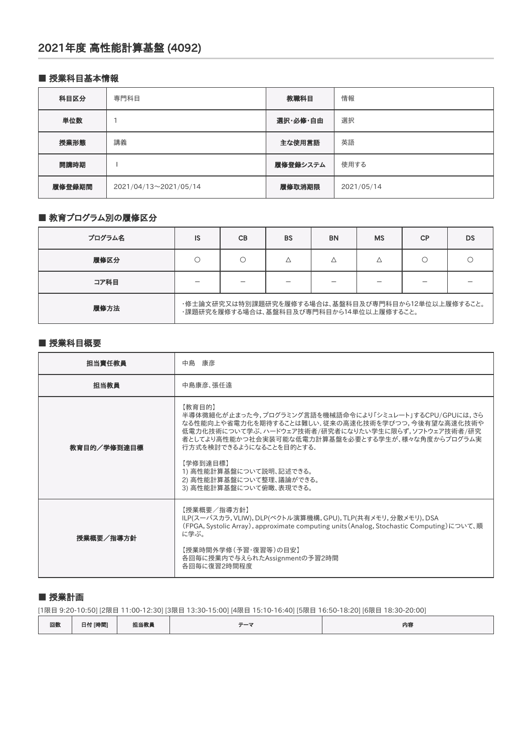# 2021年度 高性能計算基盤 (4092)

## ■ 授業科目基本情報

| 科目区分 | 専門科目 | 教職科目 | 情報 |
|---|---|---|---|
| 単位数 | 1 | 選択・必修・自由 | 選択 |
| 授業形態 | 講義 | 主な使用言語 | 英語 |
| 開講時期 | I | 履修登録システム | 使用する |
| 履修登録期間 | 2021/04/13〜2021/05/14 | 履修取消期限 | 2021/05/14 |

## ■ 教育プログラム別の履修区分

| プログラム名 | IS | CB | BS | BN | MS | CP | DS |
|---|---|---|---|---|---|---|---|
| 履修区分 | ○ | ○ | △ | △ | △ | ○ | ○ |
| コア科目 | − | − | − | − | − | − | − |
| 履修方法 | ・修士論文研究又は特別課題研究を履修する場合は、基盤科目及び専門科目から12単位以上履修すること。<br>・課題研究を履修する場合は、基盤科目及び専門科目から14単位以上履修すること。 | | | | | | |

## ■ 授業科目概要

| | |
|---|---|
| 担当責任教員 | 中島　康彦 |
| 担当教員 | 中島康彦、張任遠 |
| 教育目的／学修到達目標 | 【教育目的】<br>半導体微細化が止まった今，プログラミング言語を機械語命令により「シミュレート」するCPU/GPUには，さらなる性能向上や省電力化を期待することは難しい．従来の高速化技術を学びつつ，今後有望な高速化技術や低電力化技術について学ぶ．ハードウェア技術者/研究者になりたい学生に限らず，ソフトウェア技術者/研究者としてより高性能かつ社会実装可能な低電力計算基盤を必要とする学生が、様々な角度からプログラム実行方式を検討できるようになることを目的とする．<br><br>【学修到達目標】<br>1) 高性能計算基盤について説明、記述できる。<br>2) 高性能計算基盤について整理、議論ができる。<br>3) 高性能計算基盤について俯瞰、表現できる。 |
| 授業概要／指導方針 | 【授業概要／指導方針】<br>ILP(スーパスカラ，VLIW)，DLP(ベクトル演算機構，GPU)，TLP(共有メモリ，分散メモリ)，DSA（FPGA，Systolic Array），approximate computing units（Analog，Stochastic Computing）について、順に学ぶ。<br><br>【授業時間外学修（予習・復習等）の目安】<br>各回毎に授業内で与えられたAssignmentの予習2時間<br>各回毎に復習2時間程度 |

## ■ 授業計画

[1限目 9:20-10:50] [2限目 11:00-12:30] [3限目 13:30-15:00] [4限目 15:10-16:40] [5限目 16:50-18:20] [6限目 18:30-20:00]

| 回数 | 日付 [時間] | 担当教員 | テーマ | 内容 |
|---|---|---|---|---|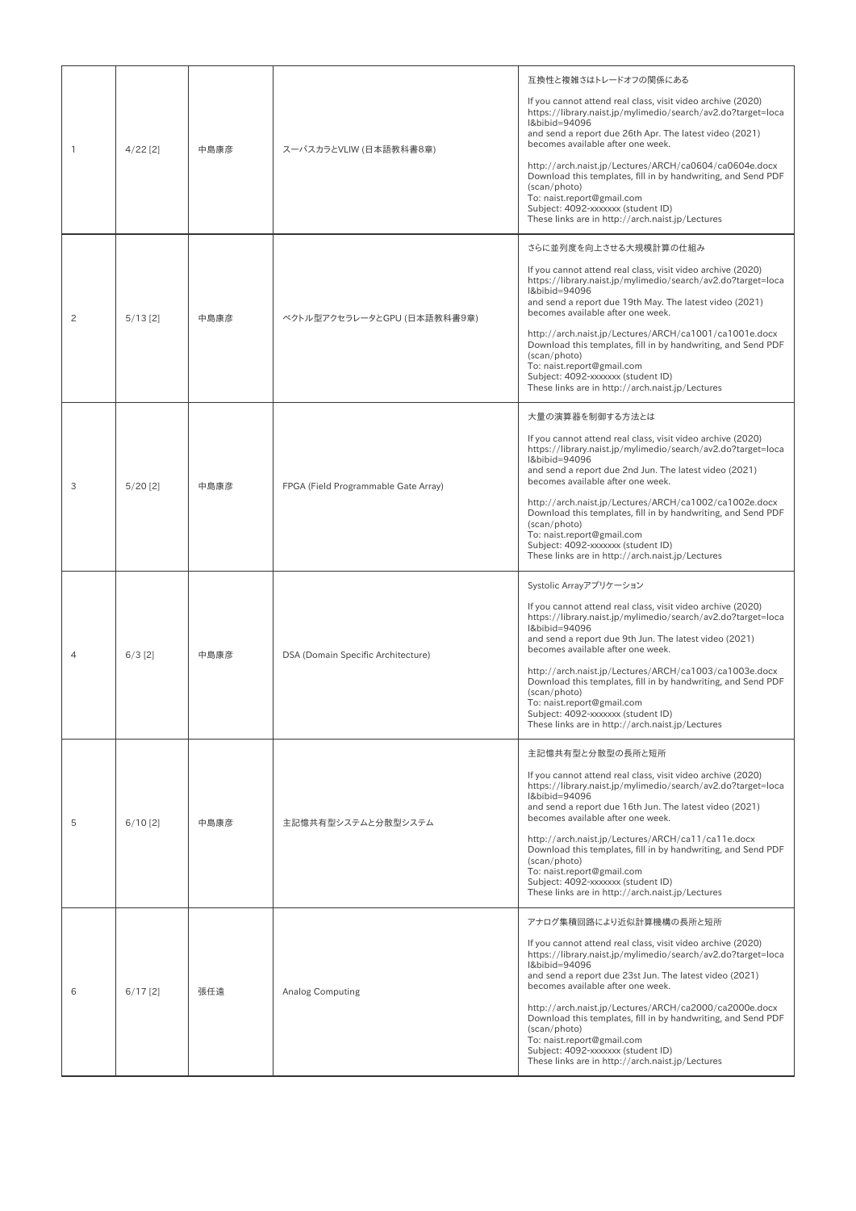| | | | | |
|---|---|---|---|---|
| 1 | 4/22 [2] | 中島康彦 | スーパスカラとVLIW (日本語教科書8章) | 互換性と複雑さはトレードオフの関係にある<br><br>If you cannot attend real class, visit video archive (2020) https://library.naist.jp/mylimedio/search/av2.do?target=local&bibid=94096 and send a report due 26th Apr. The latest video (2021) becomes available after one week.<br><br>http://arch.naist.jp/Lectures/ARCH/ca0604/ca0604e.docx Download this templates, fill in by handwriting, and Send PDF (scan/photo)<br>To: naist.report@gmail.com<br>Subject: 4092-xxxxxxx (student ID)<br>These links are in http://arch.naist.jp/Lectures |
| 2 | 5/13 [2] | 中島康彦 | ベクトル型アクセラレータとGPU (日本語教科書9章) | さらに並列度を向上させる大規模計算の仕組み<br><br>If you cannot attend real class, visit video archive (2020) https://library.naist.jp/mylimedio/search/av2.do?target=local&bibid=94096 and send a report due 19th May. The latest video (2021) becomes available after one week.<br><br>http://arch.naist.jp/Lectures/ARCH/ca1001/ca1001e.docx Download this templates, fill in by handwriting, and Send PDF (scan/photo)<br>To: naist.report@gmail.com<br>Subject: 4092-xxxxxxx (student ID)<br>These links are in http://arch.naist.jp/Lectures |
| 3 | 5/20 [2] | 中島康彦 | FPGA (Field Programmable Gate Array) | 大量の演算器を制御する方法とは<br><br>If you cannot attend real class, visit video archive (2020) https://library.naist.jp/mylimedio/search/av2.do?target=local&bibid=94096 and send a report due 2nd Jun. The latest video (2021) becomes available after one week.<br><br>http://arch.naist.jp/Lectures/ARCH/ca1002/ca1002e.docx Download this templates, fill in by handwriting, and Send PDF (scan/photo)<br>To: naist.report@gmail.com<br>Subject: 4092-xxxxxxx (student ID)<br>These links are in http://arch.naist.jp/Lectures |
| 4 | 6/3 [2] | 中島康彦 | DSA (Domain Specific Architecture) | Systolic Arrayアプリケーション<br><br>If you cannot attend real class, visit video archive (2020) https://library.naist.jp/mylimedio/search/av2.do?target=local&bibid=94096 and send a report due 9th Jun. The latest video (2021) becomes available after one week.<br><br>http://arch.naist.jp/Lectures/ARCH/ca1003/ca1003e.docx Download this templates, fill in by handwriting, and Send PDF (scan/photo)<br>To: naist.report@gmail.com<br>Subject: 4092-xxxxxxx (student ID)<br>These links are in http://arch.naist.jp/Lectures |
| 5 | 6/10 [2] | 中島康彦 | 主記憶共有型システムと分散型システム | 主記憶共有型と分散型の長所と短所<br><br>If you cannot attend real class, visit video archive (2020) https://library.naist.jp/mylimedio/search/av2.do?target=local&bibid=94096 and send a report due 16th Jun. The latest video (2021) becomes available after one week.<br><br>http://arch.naist.jp/Lectures/ARCH/ca11/ca11e.docx Download this templates, fill in by handwriting, and Send PDF (scan/photo)<br>To: naist.report@gmail.com<br>Subject: 4092-xxxxxxx (student ID)<br>These links are in http://arch.naist.jp/Lectures |
| 6 | 6/17 [2] | 張任遠 | Analog Computing | アナログ集積回路により近似計算機構の長所と短所<br><br>If you cannot attend real class, visit video archive (2020) https://library.naist.jp/mylimedio/search/av2.do?target=local&bibid=94096 and send a report due 23st Jun. The latest video (2021) becomes available after one week.<br><br>http://arch.naist.jp/Lectures/ARCH/ca2000/ca2000e.docx Download this templates, fill in by handwriting, and Send PDF (scan/photo)<br>To: naist.report@gmail.com<br>Subject: 4092-xxxxxxx (student ID)<br>These links are in http://arch.naist.jp/Lectures |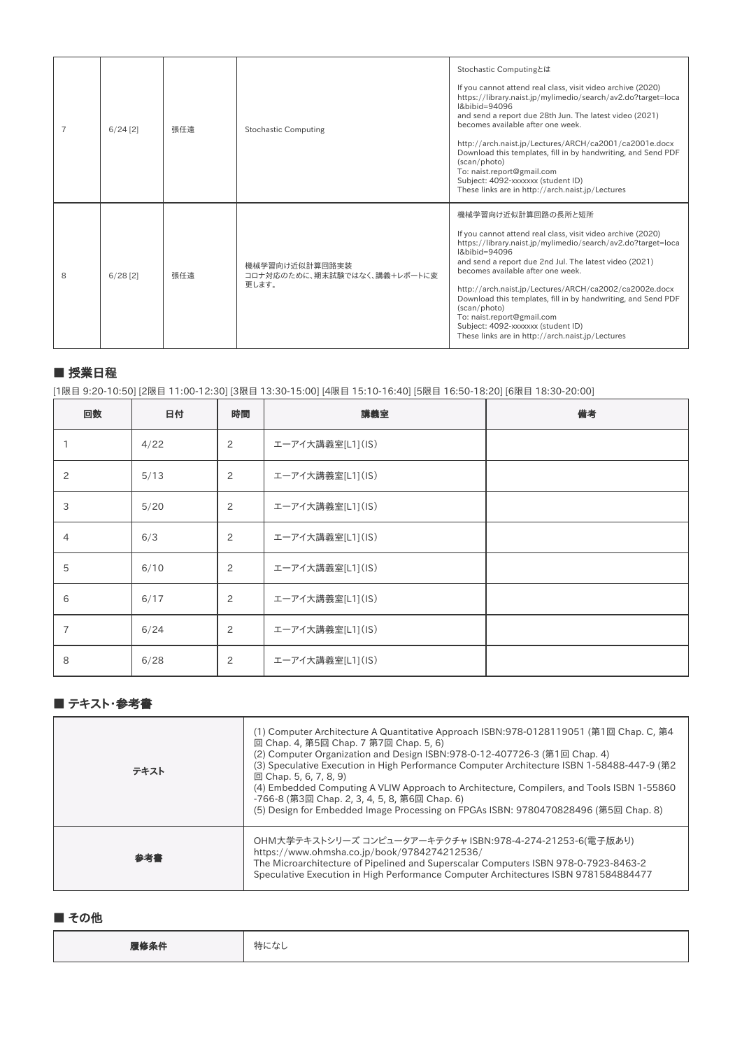| 7 | 6/24 [2] | 張任遠 | Stochastic Computing | Stochastic Computingとは<br><br>If you cannot attend real class, visit video archive (2020) https://library.naist.jp/mylimedio/search/av2.do?target=local&bibid=94096 and send a report due 28th Jun. The latest video (2021) becomes available after one week.<br><br>http://arch.naist.jp/Lectures/ARCH/ca2001/ca2001e.docx Download this templates, fill in by handwriting, and Send PDF (scan/photo)<br>To: naist.report@gmail.com<br>Subject: 4092-xxxxxxx (student ID)<br>These links are in http://arch.naist.jp/Lectures |
|---|---|---|---|---|
| 8 | 6/28 [2] | 張任遠 | 機械学習向け近似計算回路実装<br>コロナ対応のために、期末試験ではなく、講義+レポートに変更します。 | 機械学習向け近似計算回路の長所と短所<br><br>If you cannot attend real class, visit video archive (2020) https://library.naist.jp/mylimedio/search/av2.do?target=local&bibid=94096 and send a report due 2nd Jul. The latest video (2021) becomes available after one week.<br><br>http://arch.naist.jp/Lectures/ARCH/ca2002/ca2002e.docx Download this templates, fill in by handwriting, and Send PDF (scan/photo)<br>To: naist.report@gmail.com<br>Subject: 4092-xxxxxxx (student ID)<br>These links are in http://arch.naist.jp/Lectures |

## ■ 授業日程

[1限目 9:20-10:50] [2限目 11:00-12:30] [3限目 13:30-15:00] [4限目 15:10-16:40] [5限目 16:50-18:20] [6限目 18:30-20:00]

| 回数 | 日付 | 時間 | 講義室 | 備考 |
|---|---|---|---|---|
| 1 | 4/22 | 2 | エーアイ大講義室[L1](IS) | |
| 2 | 5/13 | 2 | エーアイ大講義室[L1](IS) | |
| 3 | 5/20 | 2 | エーアイ大講義室[L1](IS) | |
| 4 | 6/3 | 2 | エーアイ大講義室[L1](IS) | |
| 5 | 6/10 | 2 | エーアイ大講義室[L1](IS) | |
| 6 | 6/17 | 2 | エーアイ大講義室[L1](IS) | |
| 7 | 6/24 | 2 | エーアイ大講義室[L1](IS) | |
| 8 | 6/28 | 2 | エーアイ大講義室[L1](IS) | |

## ■ テキスト・参考書

| | |
|---|---|
| テキスト | (1) Computer Architecture A Quantitative Approach ISBN:978-0128119051 (第1回 Chap. C, 第4回 Chap. 4, 第5回 Chap. 7 第7回 Chap. 5, 6)<br>(2) Computer Organization and Design ISBN:978-0-12-407726-3 (第1回 Chap. 4)<br>(3) Speculative Execution in High Performance Computer Architecture ISBN 1-58488-447-9 (第2回 Chap. 5, 6, 7, 8, 9)<br>(4) Embedded Computing A VLIW Approach to Architecture, Compilers, and Tools ISBN 1-55860-766-8 (第3回 Chap. 2, 3, 4, 5, 8, 第6回 Chap. 6)<br>(5) Design for Embedded Image Processing on FPGAs ISBN: 9780470828496 (第5回 Chap. 8) |
| 参考書 | OHM大学テキストシリーズ コンピュータアーキテクチャ ISBN:978-4-274-21253-6(電子版あり)<br>https://www.ohmsha.co.jp/book/9784274212536/<br>The Microarchitecture of Pipelined and Superscalar Computers ISBN 978-0-7923-8463-2<br>Speculative Execution in High Performance Computer Architectures ISBN 9781584884477 |

## ■ その他

| | |
|---|---|
| 履修条件 | 特になし |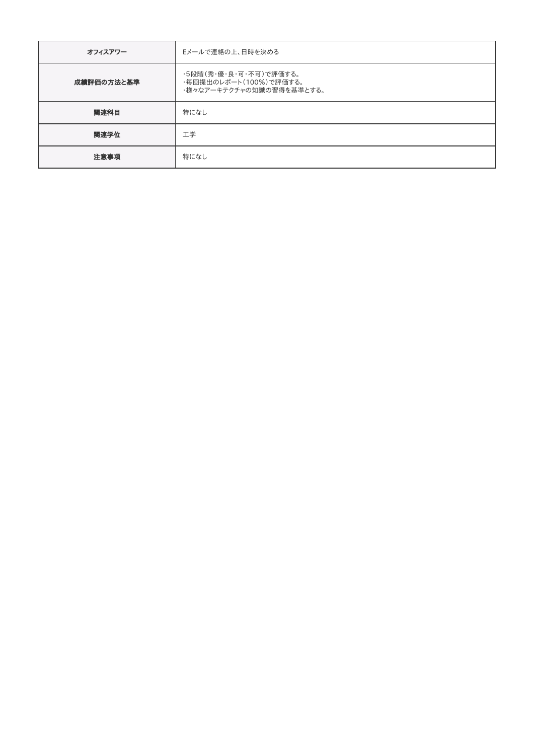| | |
|---|---|
| **オフィスアワー** | Eメールで連絡の上、日時を決める |
| **成績評価の方法と基準** | ・5段階（秀・優・良・可・不可）で評価する。<br>・毎回提出のレポート（100%）で評価する。<br>・様々なアーキテクチャの知識の習得を基準とする。 |
| **関連科目** | 特になし |
| **関連学位** | 工学 |
| **注意事項** | 特になし |